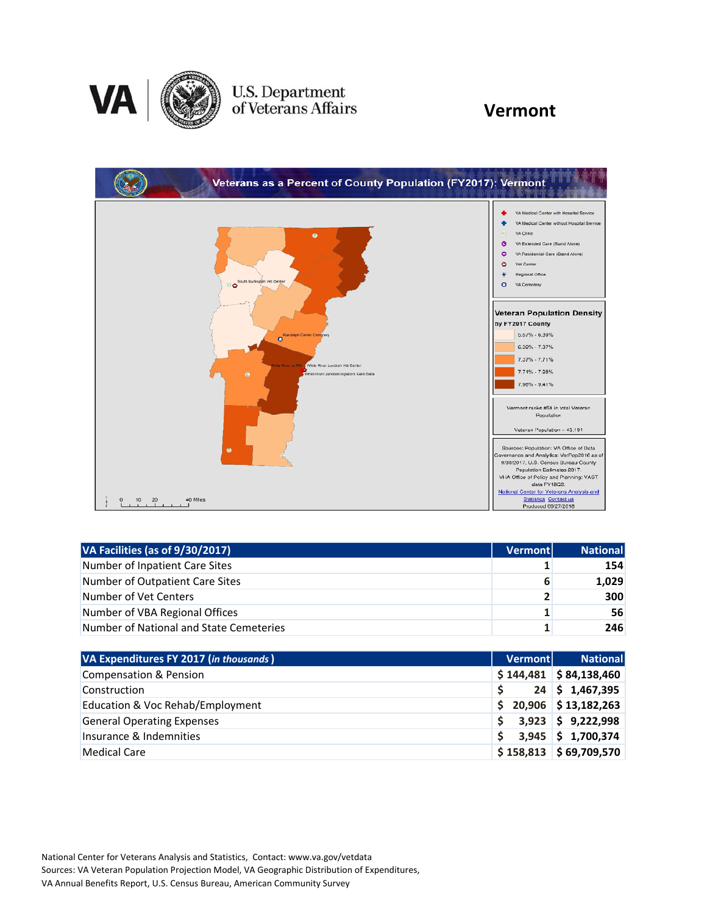# Vermont

## Veterans as a Percent of County Population (FY2017): Vermont

VA Medical Center with Hospital Service
VA Medical Center without Hospital Service
VA Clinic
VA Extended Care (Stand Alone)
VA Residential Care (Stand Alone)
Vet Center
Regional Office
VA Cemetery

**Veteran Population Density by FY2017 County**

- 5.57% - 6.39%
- 6.39% - 7.37%
- 7.37% - 7.71%
- 7.71% - 7.98%
- 7.98% - 9.41%

Vermont ranks #51 in total Veteran Population

Veteran Population = 45,191

Sources: Population: VA Office of Data Governance and Analytics: VetPop2016 as of 9/30/2017, U.S. Census Bureau County Population Estimates 2017. VHA Office of Policy and Planning: VAST data FY18Q2.
National Center for Veterans Analysis and Statistics Contact us
Produced 03/27/2018

South Burlington Vet Center
Randolph Center Cemetery
White River Jct RO
White River Junction Vet Center
White River Junction Inpatient Care Sites

0 10 20 40 Miles

| VA Facilities (as of 9/30/2017) | Vermont | National |
|---|---|---|
| Number of Inpatient Care Sites | 1 | 154 |
| Number of Outpatient Care Sites | 6 | 1,029 |
| Number of Vet Centers | 2 | 300 |
| Number of VBA Regional Offices | 1 | 56 |
| Number of National and State Cemeteries | 1 | 246 |

| VA Expenditures FY 2017 (*in thousands*) | Vermont | National |
|---|---|---|
| Compensation & Pension | $ 144,481 | $ 84,138,460 |
| Construction | $ 24 | $ 1,467,395 |
| Education & Voc Rehab/Employment | $ 20,906 | $ 13,182,263 |
| General Operating Expenses | $ 3,923 | $ 9,222,998 |
| Insurance & Indemnities | $ 3,945 | $ 1,700,374 |
| Medical Care | $ 158,813 | $ 69,709,570 |

National Center for Veterans Analysis and Statistics, Contact: www.va.gov/vetdata
Sources: VA Veteran Population Projection Model, VA Geographic Distribution of Expenditures, VA Annual Benefits Report, U.S. Census Bureau, American Community Survey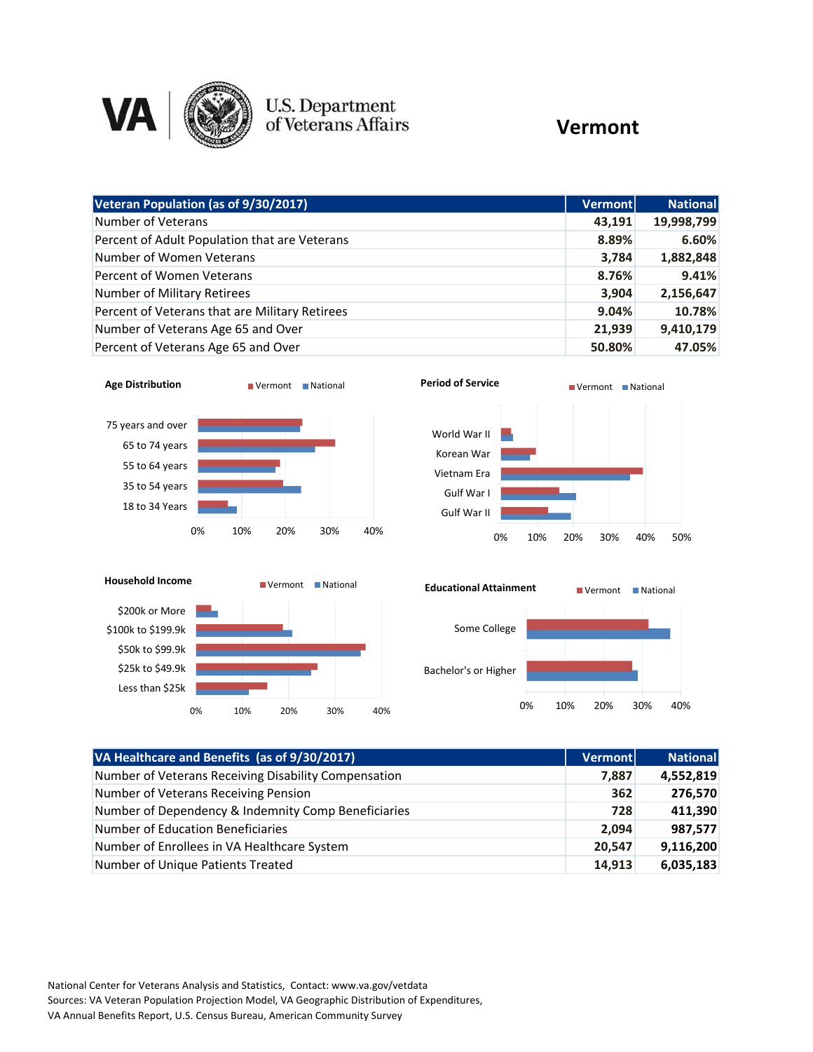# Vermont

| Veteran Population (as of 9/30/2017) | Vermont | National |
|---|---|---|
| Number of Veterans | 43,191 | 19,998,799 |
| Percent of Adult Population that are Veterans | 8.89% | 6.60% |
| Number of Women Veterans | 3,784 | 1,882,848 |
| Percent of Women Veterans | 8.76% | 9.41% |
| Number of Military Retirees | 3,904 | 2,156,647 |
| Percent of Veterans that are Military Retirees | 9.04% | 10.78% |
| Number of Veterans Age 65 and Over | 21,939 | 9,410,179 |
| Percent of Veterans Age 65 and Over | 50.80% | 47.05% |

**Age Distribution** (Vermont / National)

- 75 years and over
- 65 to 74 years
- 55 to 64 years
- 35 to 54 years
- 18 to 34 Years

**Period of Service** (Vermont / National)

- World War II
- Korean War
- Vietnam Era
- Gulf War I
- Gulf War II

**Household Income** (Vermont / National)

- $200k or More
- $100k to $199.9k
- $50k to $99.9k
- $25k to $49.9k
- Less than $25k

**Educational Attainment** (Vermont / National)

- Some College
- Bachelor's or Higher

| VA Healthcare and Benefits (as of 9/30/2017) | Vermont | National |
|---|---|---|
| Number of Veterans Receiving Disability Compensation | 7,887 | 4,552,819 |
| Number of Veterans Receiving Pension | 362 | 276,570 |
| Number of Dependency & Indemnity Comp Beneficiaries | 728 | 411,390 |
| Number of Education Beneficiaries | 2,094 | 987,577 |
| Number of Enrollees in VA Healthcare System | 20,547 | 9,116,200 |
| Number of Unique Patients Treated | 14,913 | 6,035,183 |

National Center for Veterans Analysis and Statistics, Contact: www.va.gov/vetdata
Sources: VA Veteran Population Projection Model, VA Geographic Distribution of Expenditures, VA Annual Benefits Report, U.S. Census Bureau, American Community Survey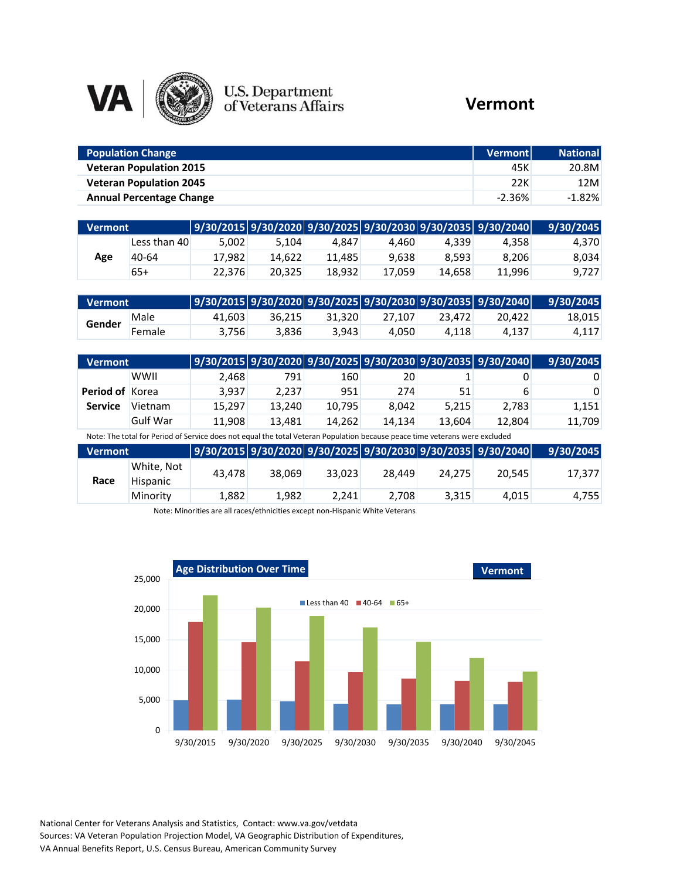VA | U.S. Department of Veterans Affairs

# Vermont

| Population Change | Vermont | National |
|---|---|---|
| **Veteran Population 2015** | 45K | 20.8M |
| **Veteran Population 2045** | 22K | 12M |
| **Annual Percentage Change** | -2.36% | -1.82% |

| Vermont | | 9/30/2015 | 9/30/2020 | 9/30/2025 | 9/30/2030 | 9/30/2035 | 9/30/2040 | 9/30/2045 |
|---|---|---|---|---|---|---|---|---|
| **Age** | Less than 40 | 5,002 | 5,104 | 4,847 | 4,460 | 4,339 | 4,358 | 4,370 |
| | 40-64 | 17,982 | 14,622 | 11,485 | 9,638 | 8,593 | 8,206 | 8,034 |
| | 65+ | 22,376 | 20,325 | 18,932 | 17,059 | 14,658 | 11,996 | 9,727 |

| Vermont | | 9/30/2015 | 9/30/2020 | 9/30/2025 | 9/30/2030 | 9/30/2035 | 9/30/2040 | 9/30/2045 |
|---|---|---|---|---|---|---|---|---|
| **Gender** | Male | 41,603 | 36,215 | 31,320 | 27,107 | 23,472 | 20,422 | 18,015 |
| | Female | 3,756 | 3,836 | 3,943 | 4,050 | 4,118 | 4,137 | 4,117 |

| Vermont | | 9/30/2015 | 9/30/2020 | 9/30/2025 | 9/30/2030 | 9/30/2035 | 9/30/2040 | 9/30/2045 |
|---|---|---|---|---|---|---|---|---|
| **Period of Service** | WWII | 2,468 | 791 | 160 | 20 | 1 | 0 | 0 |
| | Korea | 3,937 | 2,237 | 951 | 274 | 51 | 6 | 0 |
| | Vietnam | 15,297 | 13,240 | 10,795 | 8,042 | 5,215 | 2,783 | 1,151 |
| | Gulf War | 11,908 | 13,481 | 14,262 | 14,134 | 13,604 | 12,804 | 11,709 |

Note: The total for Period of Service does not equal the total Veteran Population because peace time veterans were excluded

| Vermont | | 9/30/2015 | 9/30/2020 | 9/30/2025 | 9/30/2030 | 9/30/2035 | 9/30/2040 | 9/30/2045 |
|---|---|---|---|---|---|---|---|---|
| **Race** | White, Not Hispanic | 43,478 | 38,069 | 33,023 | 28,449 | 24,275 | 20,545 | 17,377 |
| | Minority | 1,882 | 1,982 | 2,241 | 2,708 | 3,315 | 4,015 | 4,755 |

Note: Minorities are all races/ethnicities except non-Hispanic White Veterans

Age Distribution Over Time

Vermont

Less than 40
40-64
65+

25,000
20,000
15,000
10,000
5,000
0

9/30/2015
9/30/2020
9/30/2025
9/30/2030
9/30/2035
9/30/2040
9/30/2045

National Center for Veterans Analysis and Statistics, Contact: www.va.gov/vetdata
Sources: VA Veteran Population Projection Model, VA Geographic Distribution of Expenditures, VA Annual Benefits Report, U.S. Census Bureau, American Community Survey